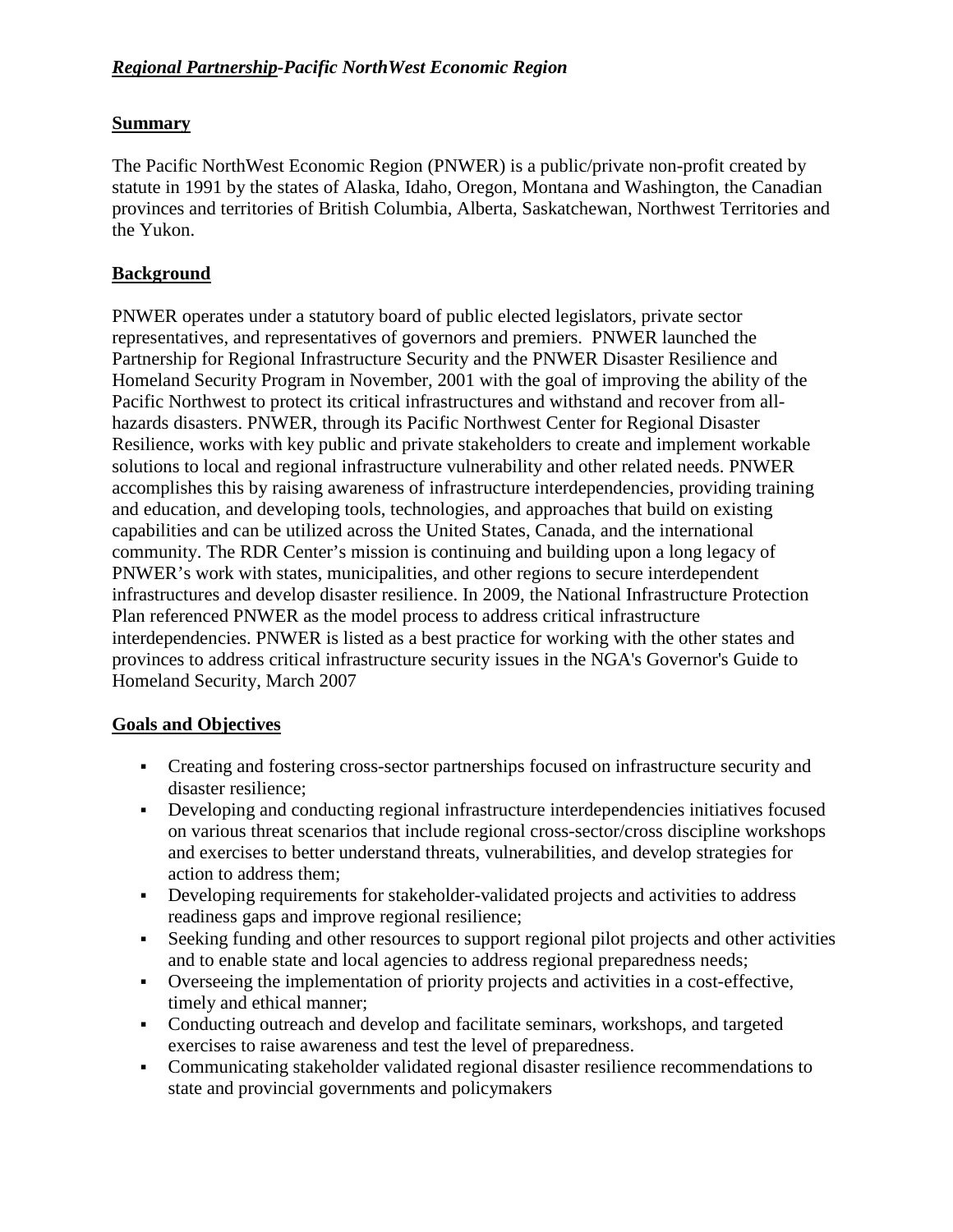***<u>Regional Partnership</u>-Pacific NorthWest Economic Region***

## Summary

The Pacific NorthWest Economic Region (PNWER) is a public/private non-profit created by statute in 1991 by the states of Alaska, Idaho, Oregon, Montana and Washington, the Canadian provinces and territories of British Columbia, Alberta, Saskatchewan, Northwest Territories and the Yukon.

## Background

PNWER operates under a statutory board of public elected legislators, private sector representatives, and representatives of governors and premiers. PNWER launched the Partnership for Regional Infrastructure Security and the PNWER Disaster Resilience and Homeland Security Program in November, 2001 with the goal of improving the ability of the Pacific Northwest to protect its critical infrastructures and withstand and recover from all-hazards disasters. PNWER, through its Pacific Northwest Center for Regional Disaster Resilience, works with key public and private stakeholders to create and implement workable solutions to local and regional infrastructure vulnerability and other related needs. PNWER accomplishes this by raising awareness of infrastructure interdependencies, providing training and education, and developing tools, technologies, and approaches that build on existing capabilities and can be utilized across the United States, Canada, and the international community. The RDR Center's mission is continuing and building upon a long legacy of PNWER's work with states, municipalities, and other regions to secure interdependent infrastructures and develop disaster resilience. In 2009, the National Infrastructure Protection Plan referenced PNWER as the model process to address critical infrastructure interdependencies. PNWER is listed as a best practice for working with the other states and provinces to address critical infrastructure security issues in the NGA's Governor's Guide to Homeland Security, March 2007

## Goals and Objectives

- Creating and fostering cross-sector partnerships focused on infrastructure security and disaster resilience;
- Developing and conducting regional infrastructure interdependencies initiatives focused on various threat scenarios that include regional cross-sector/cross discipline workshops and exercises to better understand threats, vulnerabilities, and develop strategies for action to address them;
- Developing requirements for stakeholder-validated projects and activities to address readiness gaps and improve regional resilience;
- Seeking funding and other resources to support regional pilot projects and other activities and to enable state and local agencies to address regional preparedness needs;
- Overseeing the implementation of priority projects and activities in a cost-effective, timely and ethical manner;
- Conducting outreach and develop and facilitate seminars, workshops, and targeted exercises to raise awareness and test the level of preparedness.
- Communicating stakeholder validated regional disaster resilience recommendations to state and provincial governments and policymakers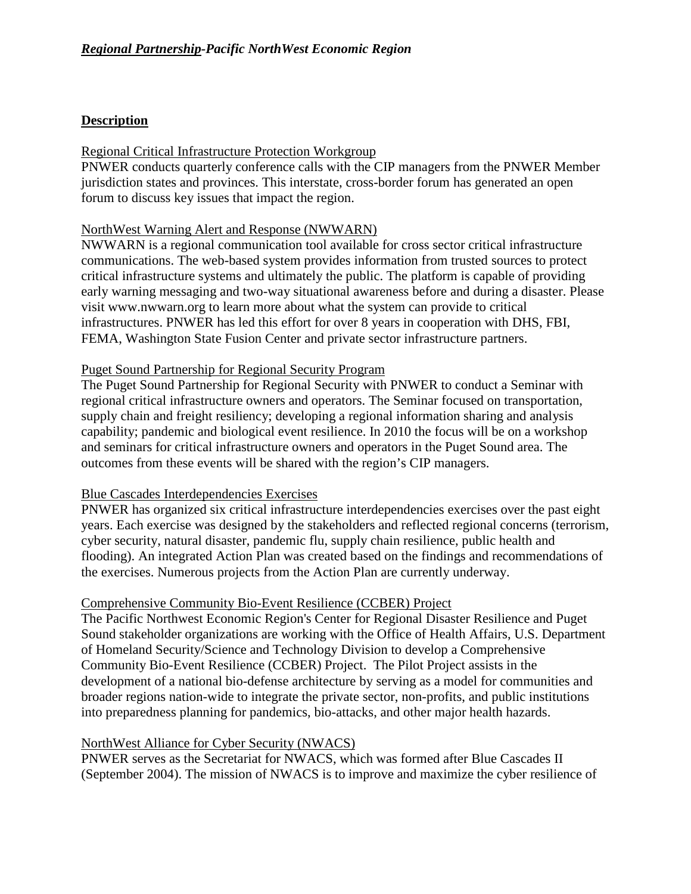***Regional Partnership*-Pacific NorthWest Economic Region**

**Description**

Regional Critical Infrastructure Protection Workgroup

PNWER conducts quarterly conference calls with the CIP managers from the PNWER Member jurisdiction states and provinces. This interstate, cross-border forum has generated an open forum to discuss key issues that impact the region.

NorthWest Warning Alert and Response (NWWARN)

NWWARN is a regional communication tool available for cross sector critical infrastructure communications. The web-based system provides information from trusted sources to protect critical infrastructure systems and ultimately the public. The platform is capable of providing early warning messaging and two-way situational awareness before and during a disaster. Please visit www.nwwarn.org to learn more about what the system can provide to critical infrastructures. PNWER has led this effort for over 8 years in cooperation with DHS, FBI, FEMA, Washington State Fusion Center and private sector infrastructure partners.

Puget Sound Partnership for Regional Security Program

The Puget Sound Partnership for Regional Security with PNWER to conduct a Seminar with regional critical infrastructure owners and operators. The Seminar focused on transportation, supply chain and freight resiliency; developing a regional information sharing and analysis capability; pandemic and biological event resilience. In 2010 the focus will be on a workshop and seminars for critical infrastructure owners and operators in the Puget Sound area. The outcomes from these events will be shared with the region's CIP managers.

Blue Cascades Interdependencies Exercises

PNWER has organized six critical infrastructure interdependencies exercises over the past eight years. Each exercise was designed by the stakeholders and reflected regional concerns (terrorism, cyber security, natural disaster, pandemic flu, supply chain resilience, public health and flooding). An integrated Action Plan was created based on the findings and recommendations of the exercises. Numerous projects from the Action Plan are currently underway.

Comprehensive Community Bio-Event Resilience (CCBER) Project

The Pacific Northwest Economic Region's Center for Regional Disaster Resilience and Puget Sound stakeholder organizations are working with the Office of Health Affairs, U.S. Department of Homeland Security/Science and Technology Division to develop a Comprehensive Community Bio-Event Resilience (CCBER) Project. The Pilot Project assists in the development of a national bio-defense architecture by serving as a model for communities and broader regions nation-wide to integrate the private sector, non-profits, and public institutions into preparedness planning for pandemics, bio-attacks, and other major health hazards.

NorthWest Alliance for Cyber Security (NWACS)

PNWER serves as the Secretariat for NWACS, which was formed after Blue Cascades II (September 2004). The mission of NWACS is to improve and maximize the cyber resilience of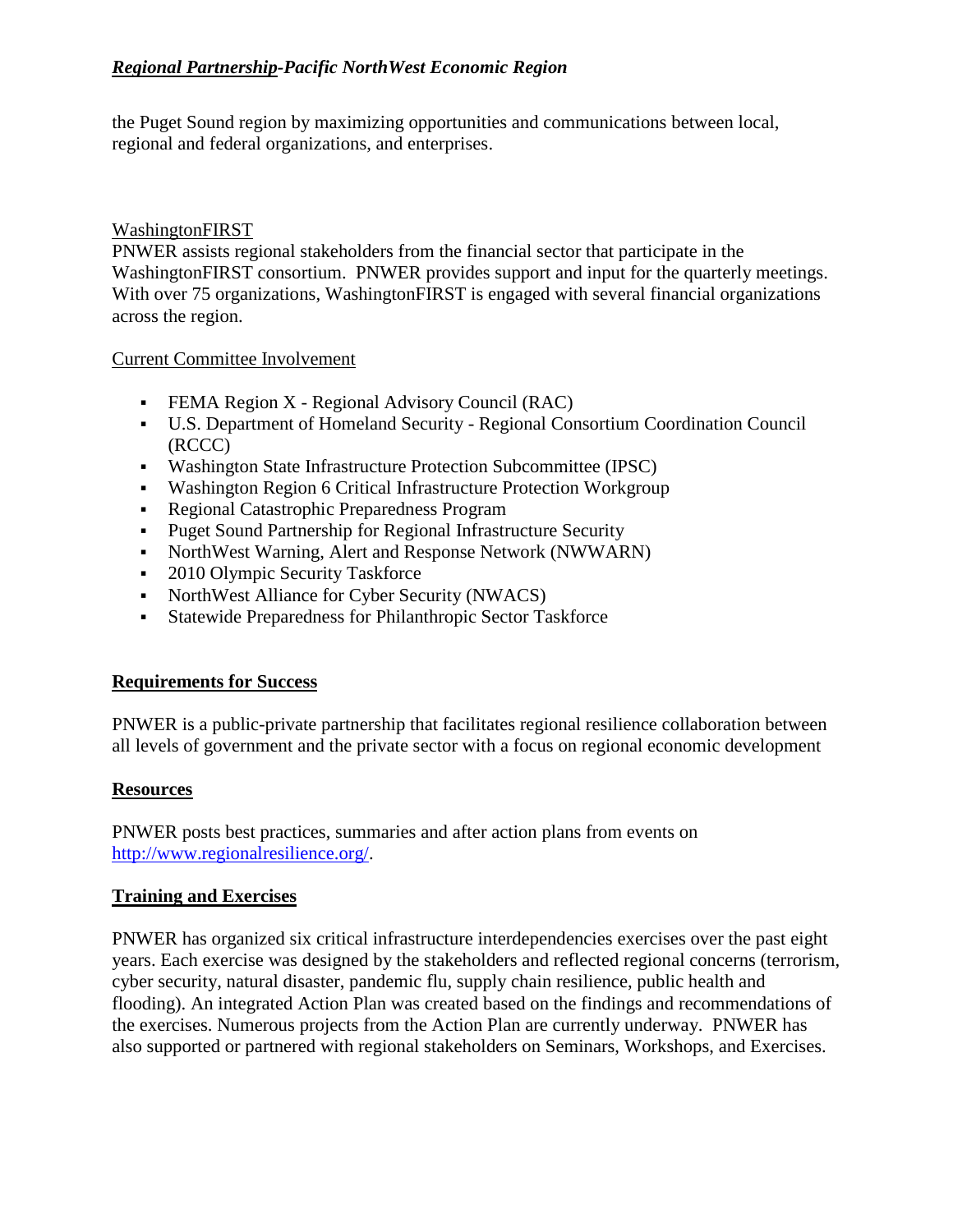the Puget Sound region by maximizing opportunities and communications between local, regional and federal organizations, and enterprises.

WashingtonFIRST

PNWER assists regional stakeholders from the financial sector that participate in the WashingtonFIRST consortium. PNWER provides support and input for the quarterly meetings. With over 75 organizations, WashingtonFIRST is engaged with several financial organizations across the region.

Current Committee Involvement

- FEMA Region X - Regional Advisory Council (RAC)
- U.S. Department of Homeland Security - Regional Consortium Coordination Council (RCCC)
- Washington State Infrastructure Protection Subcommittee (IPSC)
- Washington Region 6 Critical Infrastructure Protection Workgroup
- Regional Catastrophic Preparedness Program
- Puget Sound Partnership for Regional Infrastructure Security
- NorthWest Warning, Alert and Response Network (NWWARN)
- 2010 Olympic Security Taskforce
- NorthWest Alliance for Cyber Security (NWACS)
- Statewide Preparedness for Philanthropic Sector Taskforce

## Requirements for Success

PNWER is a public-private partnership that facilitates regional resilience collaboration between all levels of government and the private sector with a focus on regional economic development

## Resources

PNWER posts best practices, summaries and after action plans from events on http://www.regionalresilience.org/.

## Training and Exercises

PNWER has organized six critical infrastructure interdependencies exercises over the past eight years. Each exercise was designed by the stakeholders and reflected regional concerns (terrorism, cyber security, natural disaster, pandemic flu, supply chain resilience, public health and flooding). An integrated Action Plan was created based on the findings and recommendations of the exercises. Numerous projects from the Action Plan are currently underway. PNWER has also supported or partnered with regional stakeholders on Seminars, Workshops, and Exercises.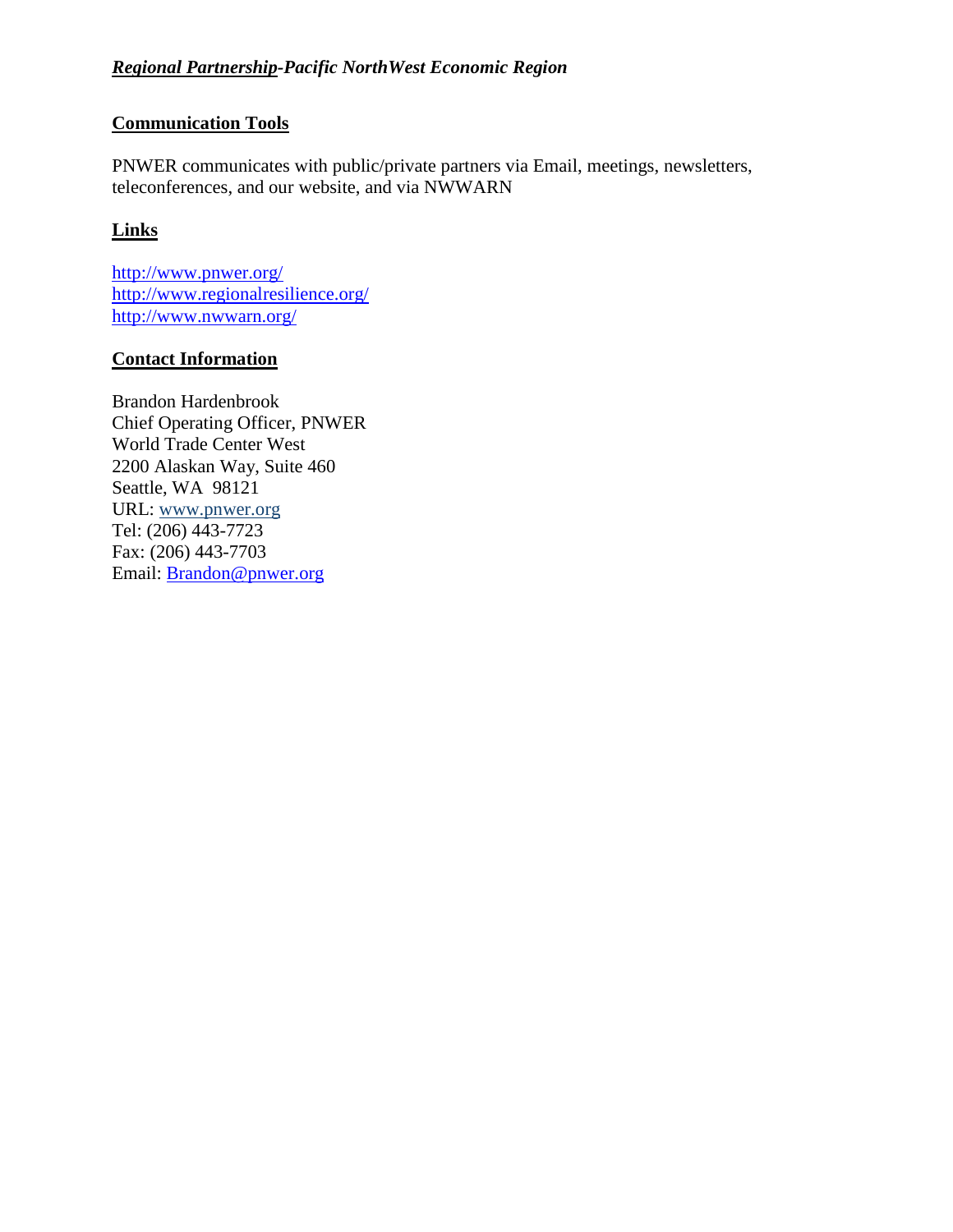***Regional Partnership*-Pacific NorthWest Economic Region**

## Communication Tools

PNWER communicates with public/private partners via Email, meetings, newsletters, teleconferences, and our website, and via NWWARN

## Links

http://www.pnwer.org/
http://www.regionalresilience.org/
http://www.nwwarn.org/

## Contact Information

Brandon Hardenbrook
Chief Operating Officer, PNWER
World Trade Center West
2200 Alaskan Way, Suite 460
Seattle, WA 98121
URL: www.pnwer.org
Tel: (206) 443-7723
Fax: (206) 443-7703
Email: Brandon@pnwer.org